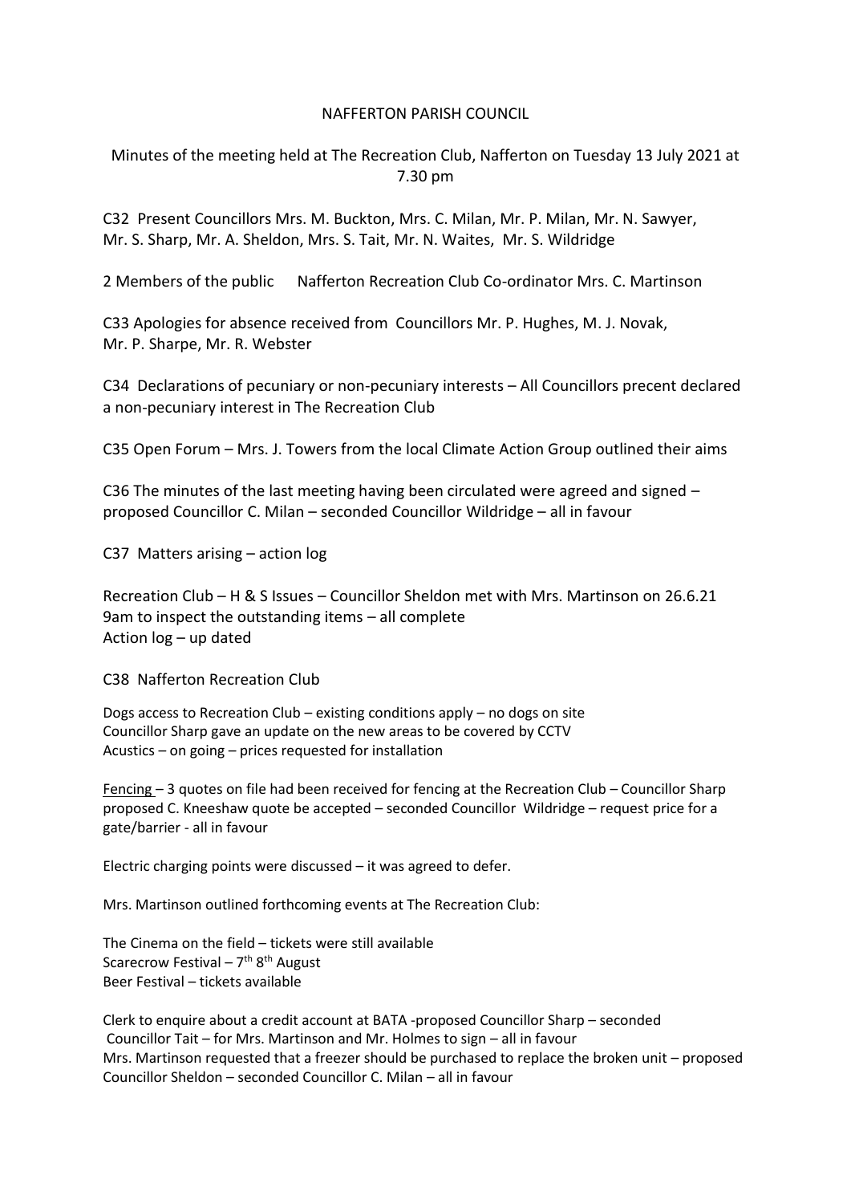NAFFERTON PARISH COUNCIL

Minutes of the meeting held at The Recreation Club, Nafferton on Tuesday 13 July 2021 at 7.30 pm

C32 Present Councillors Mrs. M. Buckton, Mrs. C. Milan, Mr. P. Milan, Mr. N. Sawyer, Mr. S. Sharp, Mr. A. Sheldon, Mrs. S. Tait, Mr. N. Waites, Mr. S. Wildridge

2 Members of the public    Nafferton Recreation Club Co-ordinator Mrs. C. Martinson

C33 Apologies for absence received from Councillors Mr. P. Hughes, M. J. Novak, Mr. P. Sharpe, Mr. R. Webster

C34 Declarations of pecuniary or non-pecuniary interests – All Councillors precent declared a non-pecuniary interest in The Recreation Club

C35 Open Forum – Mrs. J. Towers from the local Climate Action Group outlined their aims

C36 The minutes of the last meeting having been circulated were agreed and signed – proposed Councillor C. Milan – seconded Councillor Wildridge – all in favour

C37 Matters arising – action log

Recreation Club – H & S Issues – Councillor Sheldon met with Mrs. Martinson on 26.6.21 9am to inspect the outstanding items – all complete
Action log – up dated

C38 Nafferton Recreation Club

Dogs access to Recreation Club – existing conditions apply – no dogs on site
Councillor Sharp gave an update on the new areas to be covered by CCTV
Acustics – on going – prices requested for installation

Fencing – 3 quotes on file had been received for fencing at the Recreation Club – Councillor Sharp proposed C. Kneeshaw quote be accepted – seconded Councillor Wildridge – request price for a gate/barrier - all in favour

Electric charging points were discussed – it was agreed to defer.

Mrs. Martinson outlined forthcoming events at The Recreation Club:

The Cinema on the field – tickets were still available
Scarecrow Festival – 7th 8th August
Beer Festival – tickets available

Clerk to enquire about a credit account at BATA -proposed Councillor Sharp – seconded Councillor Tait – for Mrs. Martinson and Mr. Holmes to sign – all in favour
Mrs. Martinson requested that a freezer should be purchased to replace the broken unit – proposed Councillor Sheldon – seconded Councillor C. Milan – all in favour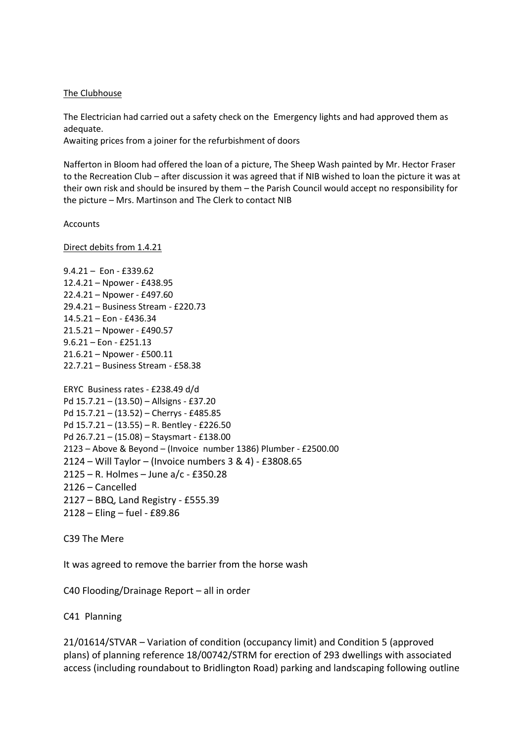The Clubhouse

The Electrician had carried out a safety check on the Emergency lights and had approved them as adequate.
Awaiting prices from a joiner for the refurbishment of doors

Nafferton in Bloom had offered the loan of a picture, The Sheep Wash painted by Mr. Hector Fraser to the Recreation Club – after discussion it was agreed that if NIB wished to loan the picture it was at their own risk and should be insured by them – the Parish Council would accept no responsibility for the picture – Mrs. Martinson and The Clerk to contact NIB

Accounts

Direct debits from 1.4.21

9.4.21 – Eon - £339.62
12.4.21 – Npower - £438.95
22.4.21 – Npower - £497.60
29.4.21 – Business Stream - £220.73
14.5.21 – Eon - £436.34
21.5.21 – Npower - £490.57
9.6.21 – Eon - £251.13
21.6.21 – Npower - £500.11
22.7.21 – Business Stream - £58.38

ERYC Business rates - £238.49 d/d
Pd 15.7.21 – (13.50) – Allsigns - £37.20
Pd 15.7.21 – (13.52) – Cherrys - £485.85
Pd 15.7.21 – (13.55) – R. Bentley - £226.50
Pd 26.7.21 – (15.08) – Staysmart - £138.00
2123 – Above & Beyond – (Invoice number 1386) Plumber - £2500.00
2124 – Will Taylor – (Invoice numbers 3 & 4) - £3808.65
2125 – R. Holmes – June a/c - £350.28
2126 – Cancelled
2127 – BBQ, Land Registry - £555.39
2128 – Eling – fuel - £89.86

C39 The Mere

It was agreed to remove the barrier from the horse wash

C40 Flooding/Drainage Report – all in order

C41 Planning

21/01614/STVAR – Variation of condition (occupancy limit) and Condition 5 (approved plans) of planning reference 18/00742/STRM for erection of 293 dwellings with associated access (including roundabout to Bridlington Road) parking and landscaping following outline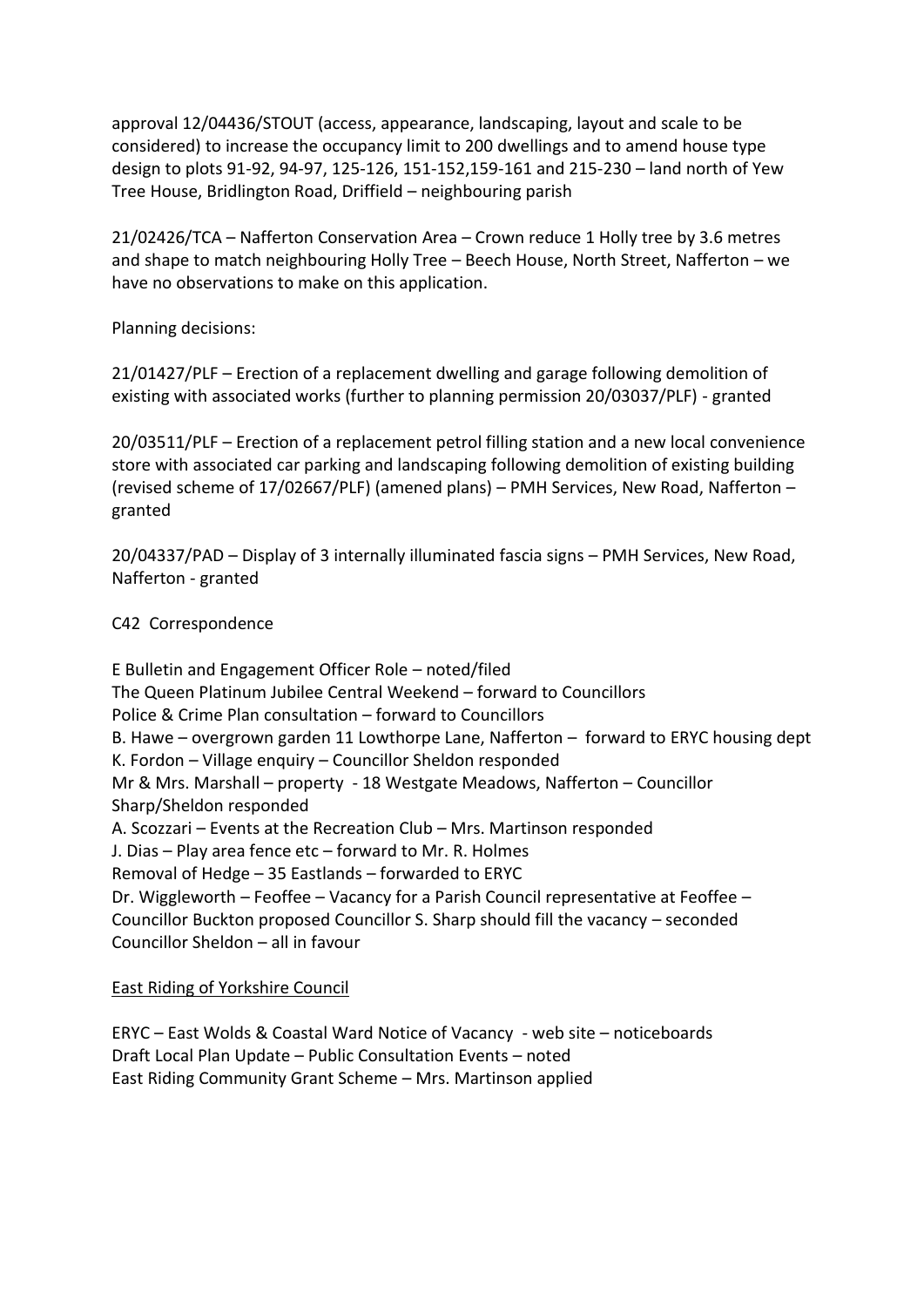approval 12/04436/STOUT (access, appearance, landscaping, layout and scale to be considered) to increase the occupancy limit to 200 dwellings and to amend house type design to plots 91-92, 94-97, 125-126, 151-152,159-161 and 215-230 – land north of Yew Tree House, Bridlington Road, Driffield – neighbouring parish

21/02426/TCA – Nafferton Conservation Area – Crown reduce 1 Holly tree by 3.6 metres and shape to match neighbouring Holly Tree – Beech House, North Street, Nafferton – we have no observations to make on this application.

Planning decisions:

21/01427/PLF – Erection of a replacement dwelling and garage following demolition of existing with associated works (further to planning permission 20/03037/PLF) - granted

20/03511/PLF – Erection of a replacement petrol filling station and a new local convenience store with associated car parking and landscaping following demolition of existing building (revised scheme of 17/02667/PLF) (amened plans) – PMH Services, New Road, Nafferton – granted

20/04337/PAD – Display of 3 internally illuminated fascia signs – PMH Services, New Road, Nafferton - granted

C42 Correspondence

E Bulletin and Engagement Officer Role – noted/filed
The Queen Platinum Jubilee Central Weekend – forward to Councillors
Police & Crime Plan consultation – forward to Councillors
B. Hawe – overgrown garden 11 Lowthorpe Lane, Nafferton – forward to ERYC housing dept
K. Fordon – Village enquiry – Councillor Sheldon responded
Mr & Mrs. Marshall – property - 18 Westgate Meadows, Nafferton – Councillor Sharp/Sheldon responded
A. Scozzari – Events at the Recreation Club – Mrs. Martinson responded
J. Dias – Play area fence etc – forward to Mr. R. Holmes
Removal of Hedge – 35 Eastlands – forwarded to ERYC
Dr. Wiggleworth – Feoffee – Vacancy for a Parish Council representative at Feoffee – Councillor Buckton proposed Councillor S. Sharp should fill the vacancy – seconded Councillor Sheldon – all in favour

<u>East Riding of Yorkshire Council</u>

ERYC – East Wolds & Coastal Ward Notice of Vacancy - web site – noticeboards
Draft Local Plan Update – Public Consultation Events – noted
East Riding Community Grant Scheme – Mrs. Martinson applied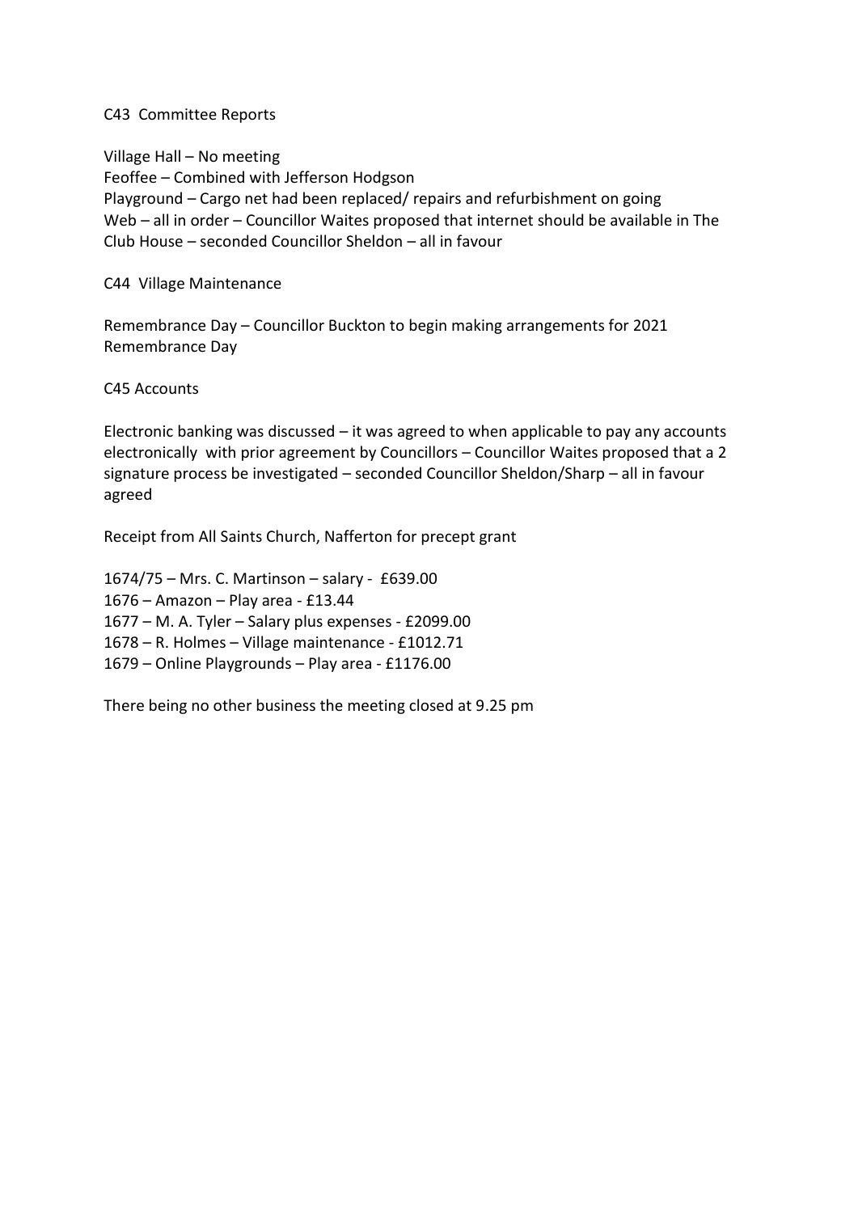C43 Committee Reports

Village Hall – No meeting
Feoffee – Combined with Jefferson Hodgson
Playground – Cargo net had been replaced/ repairs and refurbishment on going
Web – all in order – Councillor Waites proposed that internet should be available in The Club House – seconded Councillor Sheldon – all in favour

C44 Village Maintenance

Remembrance Day – Councillor Buckton to begin making arrangements for 2021 Remembrance Day

C45 Accounts

Electronic banking was discussed – it was agreed to when applicable to pay any accounts electronically with prior agreement by Councillors – Councillor Waites proposed that a 2 signature process be investigated – seconded Councillor Sheldon/Sharp – all in favour agreed

Receipt from All Saints Church, Nafferton for precept grant

1674/75 – Mrs. C. Martinson – salary - £639.00
1676 – Amazon – Play area - £13.44
1677 – M. A. Tyler – Salary plus expenses - £2099.00
1678 – R. Holmes – Village maintenance - £1012.71
1679 – Online Playgrounds – Play area - £1176.00

There being no other business the meeting closed at 9.25 pm